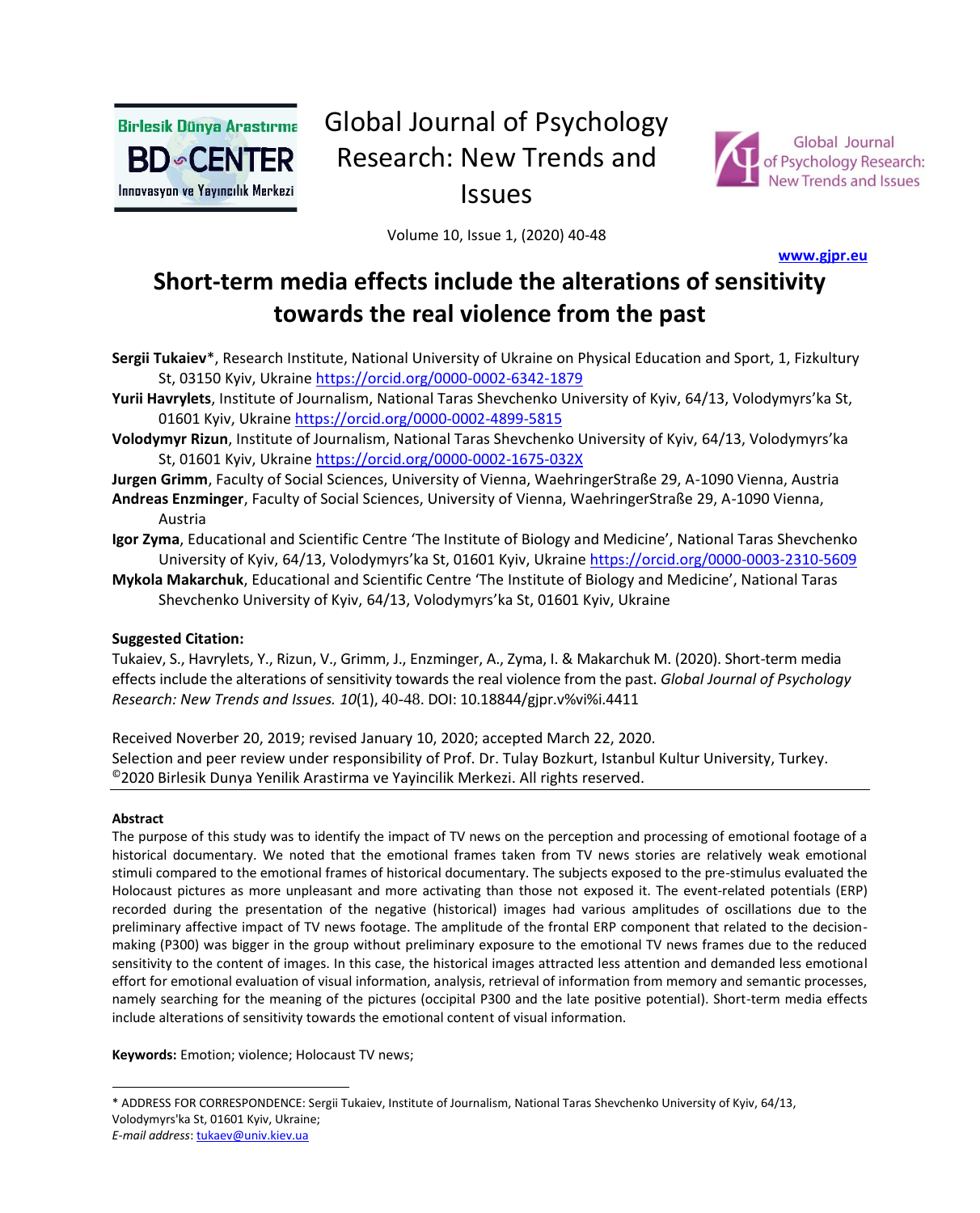Global Journal of Psychology Research: New Trends and Issues

Volume 10, Issue 1, (2020) 40-48

www.gjpr.eu

# Short-term media effects include the alterations of sensitivity towards the real violence from the past

**Sergii Tukaiev***, Research Institute, National University of Ukraine on Physical Education and Sport, 1, Fizkultury St, 03150 Kyiv, Ukraine https://orcid.org/0000-0002-6342-1879

**Yurii Havrylets**, Institute of Journalism, National Taras Shevchenko University of Kyiv, 64/13, Volodymyrs'ka St, 01601 Kyiv, Ukraine https://orcid.org/0000-0002-4899-5815

**Volodymyr Rizun**, Institute of Journalism, National Taras Shevchenko University of Kyiv, 64/13, Volodymyrs'ka St, 01601 Kyiv, Ukraine https://orcid.org/0000-0002-1675-032X

**Jurgen Grimm**, Faculty of Social Sciences, University of Vienna, WaehringerStraße 29, A-1090 Vienna, Austria

**Andreas Enzminger**, Faculty of Social Sciences, University of Vienna, WaehringerStraße 29, A-1090 Vienna, Austria

**Igor Zyma**, Educational and Scientific Centre 'The Institute of Biology and Medicine', National Taras Shevchenko University of Kyiv, 64/13, Volodymyrs'ka St, 01601 Kyiv, Ukraine https://orcid.org/0000-0003-2310-5609

**Mykola Makarchuk**, Educational and Scientific Centre 'The Institute of Biology and Medicine', National Taras Shevchenko University of Kyiv, 64/13, Volodymyrs'ka St, 01601 Kyiv, Ukraine

**Suggested Citation:**

Tukaiev, S., Havrylets, Y., Rizun, V., Grimm, J., Enzminger, A., Zyma, I. & Makarchuk M. (2020). Short-term media effects include the alterations of sensitivity towards the real violence from the past. *Global Journal of Psychology Research: New Trends and Issues. 10*(1), 40-48. DOI: 10.18844/gjpr.v%vi%i.4411

Received Noverber 20, 2019; revised January 10, 2020; accepted March 22, 2020.

Selection and peer review under responsibility of Prof. Dr. Tulay Bozkurt, Istanbul Kultur University, Turkey.

©2020 Birlesik Dunya Yenilik Arastirma ve Yayincilik Merkezi. All rights reserved.

**Abstract**

The purpose of this study was to identify the impact of TV news on the perception and processing of emotional footage of a historical documentary. We noted that the emotional frames taken from TV news stories are relatively weak emotional stimuli compared to the emotional frames of historical documentary. The subjects exposed to the pre-stimulus evaluated the Holocaust pictures as more unpleasant and more activating than those not exposed it. The event-related potentials (ERP) recorded during the presentation of the negative (historical) images had various amplitudes of oscillations due to the preliminary affective impact of TV news footage. The amplitude of the frontal ERP component that related to the decision-making (P300) was bigger in the group without preliminary exposure to the emotional TV news frames due to the reduced sensitivity to the content of images. In this case, the historical images attracted less attention and demanded less emotional effort for emotional evaluation of visual information, analysis, retrieval of information from memory and semantic processes, namely searching for the meaning of the pictures (occipital P300 and the late positive potential). Short-term media effects include alterations of sensitivity towards the emotional content of visual information.

**Keywords:** Emotion; violence; Holocaust TV news;

---

* ADDRESS FOR CORRESPONDENCE: Sergii Tukaiev, Institute of Journalism, National Taras Shevchenko University of Kyiv, 64/13, Volodymyrs'ka St, 01601 Kyiv, Ukraine;

*E-mail address*: tukaev@univ.kiev.ua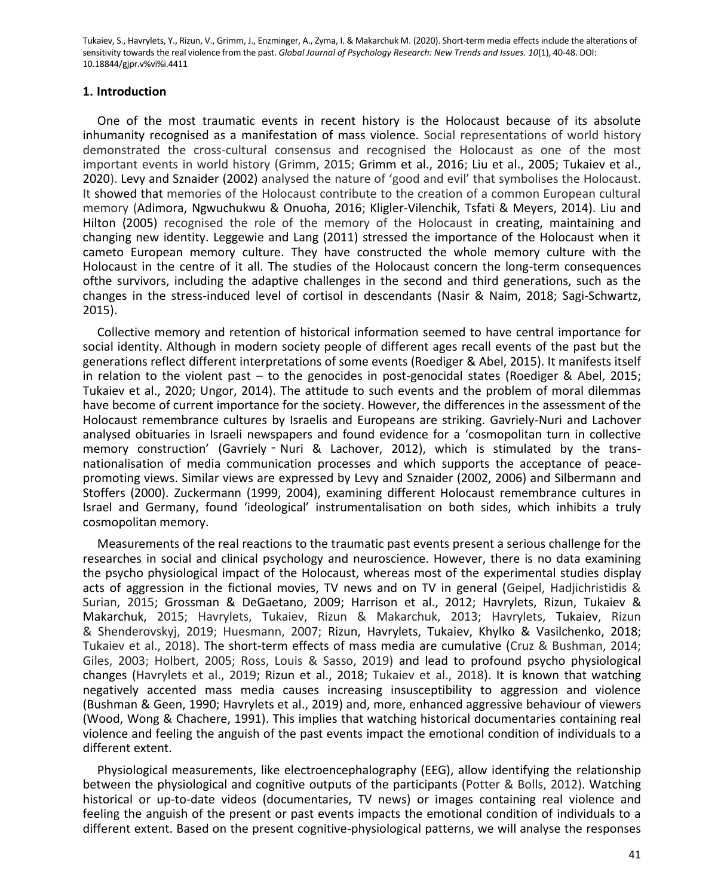## 1. Introduction

One of the most traumatic events in recent history is the Holocaust because of its absolute inhumanity recognised as a manifestation of mass violence. Social representations of world history demonstrated the cross-cultural consensus and recognised the Holocaust as one of the most important events in world history (Grimm, 2015; Grimm et al., 2016; Liu et al., 2005; Tukaiev et al., 2020). Levy and Sznaider (2002) analysed the nature of 'good and evil' that symbolises the Holocaust. It showed that memories of the Holocaust contribute to the creation of a common European cultural memory (Adimora, Ngwuchukwu & Onuoha, 2016; Kligler-Vilenchik, Tsfati & Meyers, 2014). Liu and Hilton (2005) recognised the role of the memory of the Holocaust in creating, maintaining and changing new identity. Leggewie and Lang (2011) stressed the importance of the Holocaust when it cameto European memory culture. They have constructed the whole memory culture with the Holocaust in the centre of it all. The studies of the Holocaust concern the long-term consequences ofthe survivors, including the adaptive challenges in the second and third generations, such as the changes in the stress-induced level of cortisol in descendants (Nasir & Naim, 2018; Sagi-Schwartz, 2015).

Collective memory and retention of historical information seemed to have central importance for social identity. Although in modern society people of different ages recall events of the past but the generations reflect different interpretations of some events (Roediger & Abel, 2015). It manifests itself in relation to the violent past – to the genocides in post-genocidal states (Roediger & Abel, 2015; Tukaiev et al., 2020; Ungor, 2014). The attitude to such events and the problem of moral dilemmas have become of current importance for the society. However, the differences in the assessment of the Holocaust remembrance cultures by Israelis and Europeans are striking. Gavriely-Nuri and Lachover analysed obituaries in Israeli newspapers and found evidence for a 'cosmopolitan turn in collective memory construction' (Gavriely‐Nuri & Lachover, 2012), which is stimulated by the trans-nationalisation of media communication processes and which supports the acceptance of peace-promoting views. Similar views are expressed by Levy and Sznaider (2002, 2006) and Silbermann and Stoffers (2000). Zuckermann (1999, 2004), examining different Holocaust remembrance cultures in Israel and Germany, found 'ideological' instrumentalisation on both sides, which inhibits a truly cosmopolitan memory.

Measurements of the real reactions to the traumatic past events present a serious challenge for the researches in social and clinical psychology and neuroscience. However, there is no data examining the psycho physiological impact of the Holocaust, whereas most of the experimental studies display acts of aggression in the fictional movies, TV news and on TV in general (Geipel, Hadjichristidis & Surian, 2015; Grossman & DeGaetano, 2009; Harrison et al., 2012; Havrylets, Rizun, Tukaiev & Makarchuk, 2015; Havrylets, Tukaiev, Rizun & Makarchuk, 2013; Havrylets, Tukaiev, Rizun & Shenderovskyj, 2019; Huesmann, 2007; Rizun, Havrylets, Tukaiev, Khylko & Vasilchenko, 2018; Tukaiev et al., 2018). The short-term effects of mass media are cumulative (Cruz & Bushman, 2014; Giles, 2003; Holbert, 2005; Ross, Louis & Sasso, 2019) and lead to profound psycho physiological changes (Havrylets et al., 2019; Rizun et al., 2018; Tukaiev et al., 2018). It is known that watching negatively accented mass media causes increasing insusceptibility to aggression and violence (Bushman & Geen, 1990; Havrylets et al., 2019) and, more, enhanced aggressive behaviour of viewers (Wood, Wong & Chachere, 1991). This implies that watching historical documentaries containing real violence and feeling the anguish of the past events impact the emotional condition of individuals to a different extent.

Physiological measurements, like electroencephalography (EEG), allow identifying the relationship between the physiological and cognitive outputs of the participants (Potter & Bolls, 2012). Watching historical or up-to-date videos (documentaries, TV news) or images containing real violence and feeling the anguish of the present or past events impacts the emotional condition of individuals to a different extent. Based on the present cognitive-physiological patterns, we will analyse the responses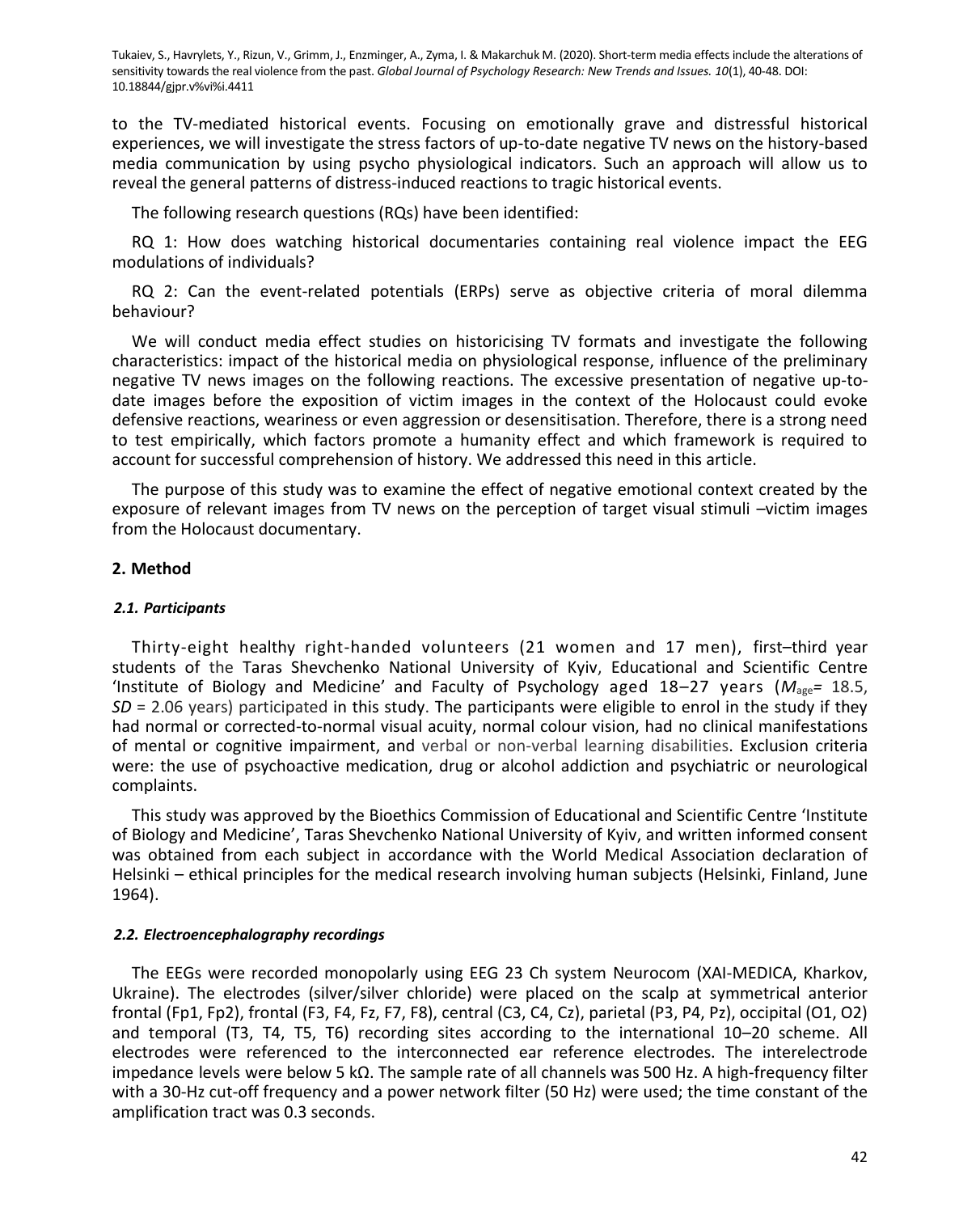to the TV-mediated historical events. Focusing on emotionally grave and distressful historical experiences, we will investigate the stress factors of up-to-date negative TV news on the history-based media communication by using psycho physiological indicators. Such an approach will allow us to reveal the general patterns of distress-induced reactions to tragic historical events.

The following research questions (RQs) have been identified:

RQ 1: How does watching historical documentaries containing real violence impact the EEG modulations of individuals?

RQ 2: Can the event-related potentials (ERPs) serve as objective criteria of moral dilemma behaviour?

We will conduct media effect studies on historicising TV formats and investigate the following characteristics: impact of the historical media on physiological response, influence of the preliminary negative TV news images on the following reactions. The excessive presentation of negative up-to-date images before the exposition of victim images in the context of the Holocaust could evoke defensive reactions, weariness or even aggression or desensitisation. Therefore, there is a strong need to test empirically, which factors promote a humanity effect and which framework is required to account for successful comprehension of history. We addressed this need in this article.

The purpose of this study was to examine the effect of negative emotional context created by the exposure of relevant images from TV news on the perception of target visual stimuli –victim images from the Holocaust documentary.

## 2. Method

### *2.1. Participants*

Thirty-eight healthy right-handed volunteers (21 women and 17 men), first–third year students of the Taras Shevchenko National University of Kyiv, Educational and Scientific Centre 'Institute of Biology and Medicine' and Faculty of Psychology aged 18–27 years ($M_{age}$= 18.5, *SD* = 2.06 years) participated in this study. The participants were eligible to enrol in the study if they had normal or corrected-to-normal visual acuity, normal colour vision, had no clinical manifestations of mental or cognitive impairment, and verbal or non-verbal learning disabilities. Exclusion criteria were: the use of psychoactive medication, drug or alcohol addiction and psychiatric or neurological complaints.

This study was approved by the Bioethics Commission of Educational and Scientific Centre 'Institute of Biology and Medicine', Taras Shevchenko National University of Kyiv, and written informed consent was obtained from each subject in accordance with the World Medical Association declaration of Helsinki – ethical principles for the medical research involving human subjects (Helsinki, Finland, June 1964).

### *2.2. Electroencephalography recordings*

The EEGs were recorded monopolarly using EEG 23 Ch system Neurocom (XAI-MEDICA, Kharkov, Ukraine). The electrodes (silver/silver chloride) were placed on the scalp at symmetrical anterior frontal (Fp1, Fp2), frontal (F3, F4, Fz, F7, F8), central (C3, C4, Cz), parietal (P3, P4, Pz), occipital (O1, O2) and temporal (T3, T4, T5, T6) recording sites according to the international 10–20 scheme. All electrodes were referenced to the interconnected ear reference electrodes. The interelectrode impedance levels were below 5 kΩ. The sample rate of all channels was 500 Hz. A high-frequency filter with a 30-Hz cut-off frequency and a power network filter (50 Hz) were used; the time constant of the amplification tract was 0.3 seconds.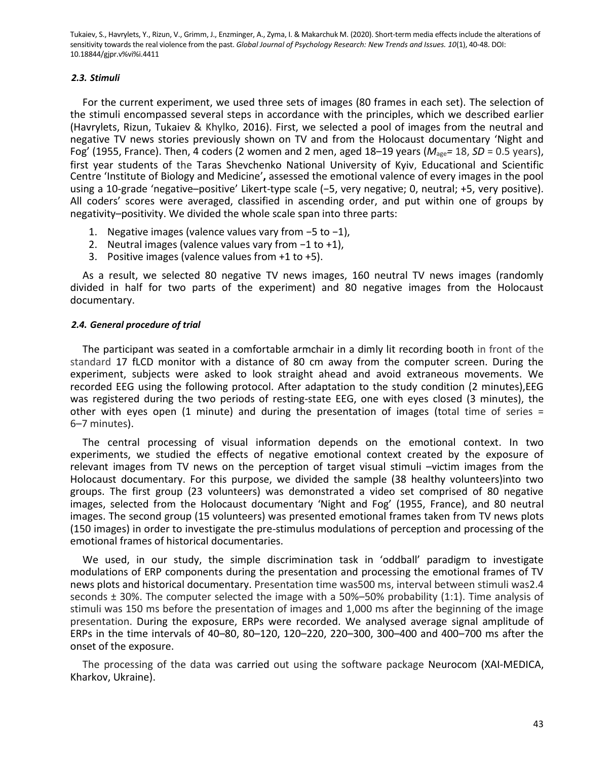### *2.3. Stimuli*

For the current experiment, we used three sets of images (80 frames in each set). The selection of the stimuli encompassed several steps in accordance with the principles, which we described earlier (Havrylets, Rizun, Tukaiev & Khylko, 2016). First, we selected a pool of images from the neutral and negative TV news stories previously shown on TV and from the Holocaust documentary 'Night and Fog' (1955, France). Then, 4 coders (2 women and 2 men, aged 18–19 years ($M_{age}$= 18, *SD* = 0.5 years), first year students of the Taras Shevchenko National University of Kyiv, Educational and Scientific Centre 'Institute of Biology and Medicine'**,** assessed the emotional valence of every images in the pool using a 10-grade 'negative–positive' Likert-type scale (−5, very negative; 0, neutral; +5, very positive). All coders' scores were averaged, classified in ascending order, and put within one of groups by negativity–positivity. We divided the whole scale span into three parts:

1. Negative images (valence values vary from −5 to −1),
2. Neutral images (valence values vary from −1 to +1),
3. Positive images (valence values from +1 to +5).

As a result, we selected 80 negative TV news images, 160 neutral TV news images (randomly divided in half for two parts of the experiment) and 80 negative images from the Holocaust documentary.

### *2.4. General procedure of trial*

The participant was seated in a comfortable armchair in a dimly lit recording booth in front of the standard 17 fLCD monitor with a distance of 80 cm away from the computer screen. During the experiment, subjects were asked to look straight ahead and avoid extraneous movements. We recorded EEG using the following protocol. After adaptation to the study condition (2 minutes),EEG was registered during the two periods of resting-state EEG, one with eyes closed (3 minutes), the other with eyes open (1 minute) and during the presentation of images (total time of series = 6–7 minutes).

The central processing of visual information depends on the emotional context. In two experiments, we studied the effects of negative emotional context created by the exposure of relevant images from TV news on the perception of target visual stimuli –victim images from the Holocaust documentary. For this purpose, we divided the sample (38 healthy volunteers)into two groups. The first group (23 volunteers) was demonstrated a video set comprised of 80 negative images, selected from the Holocaust documentary 'Night and Fog' (1955, France), and 80 neutral images. The second group (15 volunteers) was presented emotional frames taken from TV news plots (150 images) in order to investigate the pre-stimulus modulations of perception and processing of the emotional frames of historical documentaries.

We used, in our study, the simple discrimination task in 'oddball' paradigm to investigate modulations of ERP components during the presentation and processing the emotional frames of TV news plots and historical documentary. Presentation time was500 ms, interval between stimuli was2.4 seconds ± 30%. The computer selected the image with a 50%–50% probability (1:1). Time analysis of stimuli was 150 ms before the presentation of images and 1,000 ms after the beginning of the image presentation. During the exposure, ERPs were recorded. We analysed average signal amplitude of ERPs in the time intervals of 40–80, 80–120, 120–220, 220–300, 300–400 and 400–700 ms after the onset of the exposure.

The processing of the data was carried out using the software package Neurocom (XAI-MEDICA, Kharkov, Ukraine).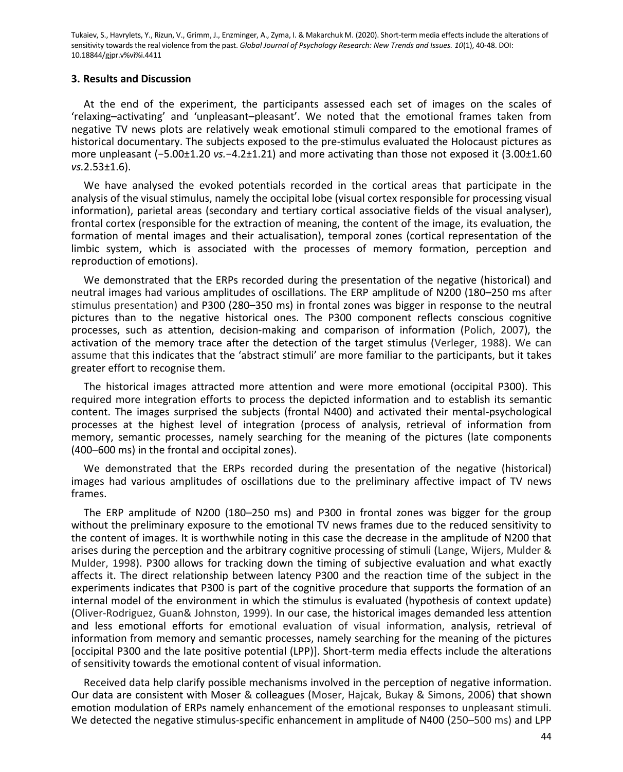## 3. Results and Discussion

At the end of the experiment, the participants assessed each set of images on the scales of 'relaxing–activating' and 'unpleasant–pleasant'. We noted that the emotional frames taken from negative TV news plots are relatively weak emotional stimuli compared to the emotional frames of historical documentary. The subjects exposed to the pre-stimulus evaluated the Holocaust pictures as more unpleasant (−5.00±1.20 *vs.*−4.2±1.21) and more activating than those not exposed it (3.00±1.60 *vs.*2.53±1.6).

We have analysed the evoked potentials recorded in the cortical areas that participate in the analysis of the visual stimulus, namely the occipital lobe (visual cortex responsible for processing visual information), parietal areas (secondary and tertiary cortical associative fields of the visual analyser), frontal cortex (responsible for the extraction of meaning, the content of the image, its evaluation, the formation of mental images and their actualisation), temporal zones (cortical representation of the limbic system, which is associated with the processes of memory formation, perception and reproduction of emotions).

We demonstrated that the ERPs recorded during the presentation of the negative (historical) and neutral images had various amplitudes of oscillations. The ERP amplitude of N200 (180–250 ms after stimulus presentation) and P300 (280–350 ms) in frontal zones was bigger in response to the neutral pictures than to the negative historical ones. The P300 component reflects conscious cognitive processes, such as attention, decision-making and comparison of information (Polich, 2007), the activation of the memory trace after the detection of the target stimulus (Verleger, 1988). We can assume that this indicates that the 'abstract stimuli' are more familiar to the participants, but it takes greater effort to recognise them.

The historical images attracted more attention and were more emotional (occipital P300). This required more integration efforts to process the depicted information and to establish its semantic content. The images surprised the subjects (frontal N400) and activated their mental-psychological processes at the highest level of integration (process of analysis, retrieval of information from memory, semantic processes, namely searching for the meaning of the pictures (late components (400–600 ms) in the frontal and occipital zones).

We demonstrated that the ERPs recorded during the presentation of the negative (historical) images had various amplitudes of oscillations due to the preliminary affective impact of TV news frames.

The ERP amplitude of N200 (180–250 ms) and P300 in frontal zones was bigger for the group without the preliminary exposure to the emotional TV news frames due to the reduced sensitivity to the content of images. It is worthwhile noting in this case the decrease in the amplitude of N200 that arises during the perception and the arbitrary cognitive processing of stimuli (Lange, Wijers, Mulder & Mulder, 1998). P300 allows for tracking down the timing of subjective evaluation and what exactly affects it. The direct relationship between latency P300 and the reaction time of the subject in the experiments indicates that P300 is part of the cognitive procedure that supports the formation of an internal model of the environment in which the stimulus is evaluated (hypothesis of context update) (Oliver-Rodriguez, Guan& Johnston, 1999). In our case, the historical images demanded less attention and less emotional efforts for emotional evaluation of visual information, analysis, retrieval of information from memory and semantic processes, namely searching for the meaning of the pictures [occipital P300 and the late positive potential (LPP)]. Short-term media effects include the alterations of sensitivity towards the emotional content of visual information.

Received data help clarify possible mechanisms involved in the perception of negative information. Our data are consistent with Moser & colleagues (Moser, Hajcak, Bukay & Simons, 2006) that shows emotion modulation of ERPs namely enhancement of the emotional responses to unpleasant stimuli. We detected the negative stimulus-specific enhancement in amplitude of N400 (250–500 ms) and LPP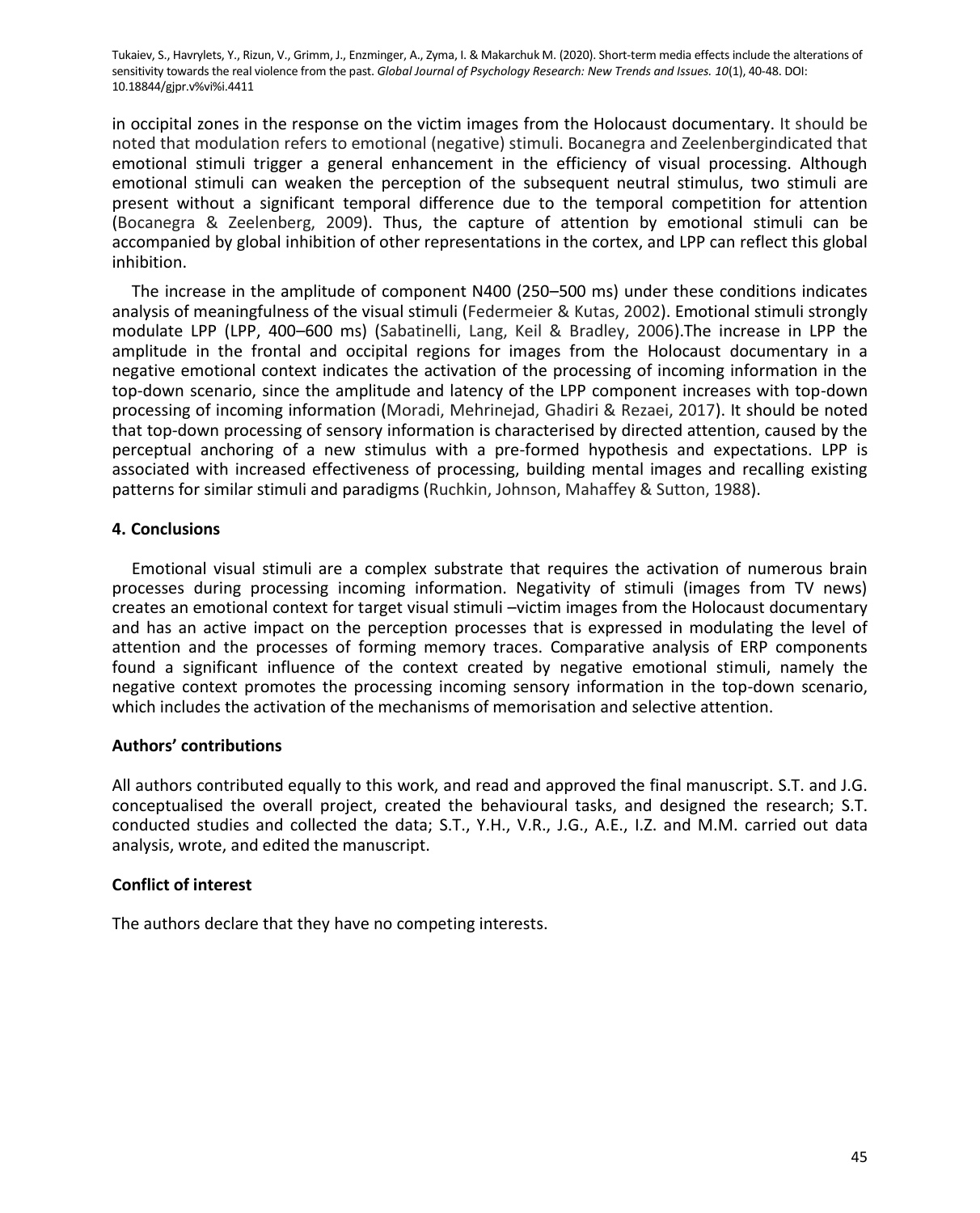in occipital zones in the response on the victim images from the Holocaust documentary. It should be noted that modulation refers to emotional (negative) stimuli. Bocanegra and Zeelenbergindicated that emotional stimuli trigger a general enhancement in the efficiency of visual processing. Although emotional stimuli can weaken the perception of the subsequent neutral stimulus, two stimuli are present without a significant temporal difference due to the temporal competition for attention (Bocanegra & Zeelenberg, 2009). Thus, the capture of attention by emotional stimuli can be accompanied by global inhibition of other representations in the cortex, and LPP can reflect this global inhibition.

The increase in the amplitude of component N400 (250–500 ms) under these conditions indicates analysis of meaningfulness of the visual stimuli (Federmeier & Kutas, 2002). Emotional stimuli strongly modulate LPP (LPP, 400–600 ms) (Sabatinelli, Lang, Keil & Bradley, 2006).The increase in LPP the amplitude in the frontal and occipital regions for images from the Holocaust documentary in a negative emotional context indicates the activation of the processing of incoming information in the top-down scenario, since the amplitude and latency of the LPP component increases with top-down processing of incoming information (Moradi, Mehrinejad, Ghadiri & Rezaei, 2017). It should be noted that top-down processing of sensory information is characterised by directed attention, caused by the perceptual anchoring of a new stimulus with a pre-formed hypothesis and expectations. LPP is associated with increased effectiveness of processing, building mental images and recalling existing patterns for similar stimuli and paradigms (Ruchkin, Johnson, Mahaffey & Sutton, 1988).

## 4. Conclusions

Emotional visual stimuli are a complex substrate that requires the activation of numerous brain processes during processing incoming information. Negativity of stimuli (images from TV news) creates an emotional context for target visual stimuli –victim images from the Holocaust documentary and has an active impact on the perception processes that is expressed in modulating the level of attention and the processes of forming memory traces. Comparative analysis of ERP components found a significant influence of the context created by negative emotional stimuli, namely the negative context promotes the processing incoming sensory information in the top-down scenario, which includes the activation of the mechanisms of memorisation and selective attention.

## Authors' contributions

All authors contributed equally to this work, and read and approved the final manuscript. S.T. and J.G. conceptualised the overall project, created the behavioural tasks, and designed the research; S.T. conducted studies and collected the data; S.T., Y.H., V.R., J.G., A.E., I.Z. and M.M. carried out data analysis, wrote, and edited the manuscript.

## Conflict of interest

The authors declare that they have no competing interests.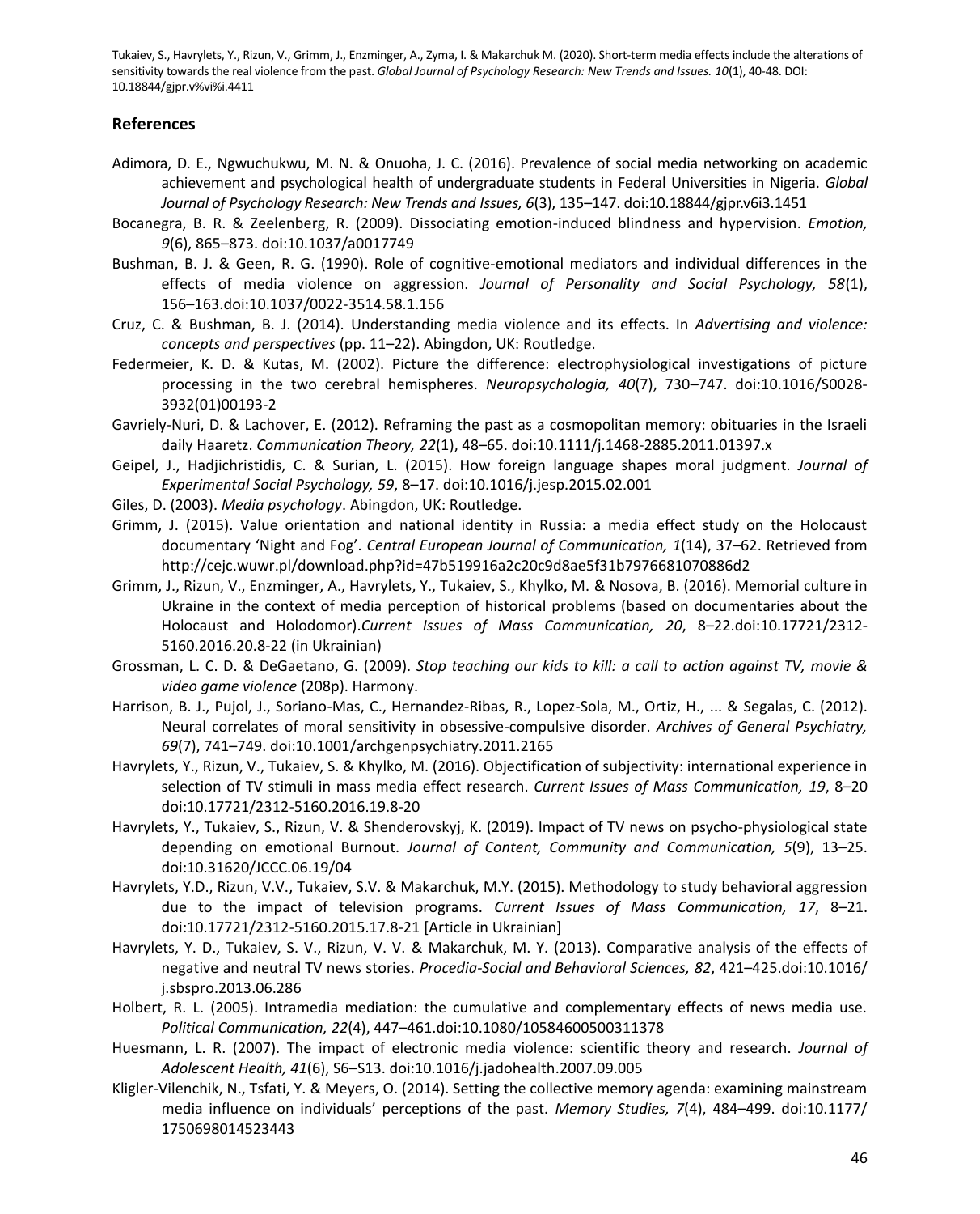## References

Adimora, D. E., Ngwuchukwu, M. N. & Onuoha, J. C. (2016). Prevalence of social media networking on academic achievement and psychological health of undergraduate students in Federal Universities in Nigeria. *Global Journal of Psychology Research: New Trends and Issues, 6*(3), 135–147. doi:10.18844/gjpr.v6i3.1451

Bocanegra, B. R. & Zeelenberg, R. (2009). Dissociating emotion-induced blindness and hypervision. *Emotion, 9*(6), 865–873. doi:10.1037/a0017749

Bushman, B. J. & Geen, R. G. (1990). Role of cognitive-emotional mediators and individual differences in the effects of media violence on aggression. *Journal of Personality and Social Psychology, 58*(1), 156–163.doi:10.1037/0022-3514.58.1.156

Cruz, C. & Bushman, B. J. (2014). Understanding media violence and its effects. In *Advertising and violence: concepts and perspectives* (pp. 11–22). Abingdon, UK: Routledge.

Federmeier, K. D. & Kutas, M. (2002). Picture the difference: electrophysiological investigations of picture processing in the two cerebral hemispheres. *Neuropsychologia, 40*(7), 730–747. doi:10.1016/S0028-3932(01)00193-2

Gavriely-Nuri, D. & Lachover, E. (2012). Reframing the past as a cosmopolitan memory: obituaries in the Israeli daily Haaretz. *Communication Theory, 22*(1), 48–65. doi:10.1111/j.1468-2885.2011.01397.x

Geipel, J., Hadjichristidis, C. & Surian, L. (2015). How foreign language shapes moral judgment. *Journal of Experimental Social Psychology, 59*, 8–17. doi:10.1016/j.jesp.2015.02.001

Giles, D. (2003). *Media psychology*. Abingdon, UK: Routledge.

Grimm, J. (2015). Value orientation and national identity in Russia: a media effect study on the Holocaust documentary 'Night and Fog'. *Central European Journal of Communication, 1*(14), 37–62. Retrieved from http://cejc.wuwr.pl/download.php?id=47b519916a2c20c9d8ae5f31b7976681070886d2

Grimm, J., Rizun, V., Enzminger, A., Havrylets, Y., Tukaiev, S., Khylko, M. & Nosova, B. (2016). Memorial culture in Ukraine in the context of media perception of historical problems (based on documentaries about the Holocaust and Holodomor).*Current Issues of Mass Communication, 20*, 8–22.doi:10.17721/2312-5160.2016.20.8-22 (in Ukrainian)

Grossman, L. C. D. & DeGaetano, G. (2009). *Stop teaching our kids to kill: a call to action against TV, movie & video game violence* (208p). Harmony.

Harrison, B. J., Pujol, J., Soriano-Mas, C., Hernandez-Ribas, R., Lopez-Sola, M., Ortiz, H., ... & Segalas, C. (2012). Neural correlates of moral sensitivity in obsessive-compulsive disorder. *Archives of General Psychiatry, 69*(7), 741–749. doi:10.1001/archgenpsychiatry.2011.2165

Havrylets, Y., Rizun, V., Tukaiev, S. & Khylko, M. (2016). Objectification of subjectivity: international experience in selection of TV stimuli in mass media effect research. *Current Issues of Mass Communication, 19*, 8–20 doi:10.17721/2312-5160.2016.19.8-20

Havrylets, Y., Tukaiev, S., Rizun, V. & Shenderovskyj, K. (2019). Impact of TV news on psycho-physiological state depending on emotional Burnout. *Journal of Content, Community and Communication, 5*(9), 13–25. doi:10.31620/JCCC.06.19/04

Havrylets, Y.D., Rizun, V.V., Tukaiev, S.V. & Makarchuk, M.Y. (2015). Methodology to study behavioral aggression due to the impact of television programs. *Current Issues of Mass Communication, 17*, 8–21. doi:10.17721/2312-5160.2015.17.8-21 [Article in Ukrainian]

Havrylets, Y. D., Tukaiev, S. V., Rizun, V. V. & Makarchuk, M. Y. (2013). Comparative analysis of the effects of negative and neutral TV news stories. *Procedia-Social and Behavioral Sciences, 82*, 421–425.doi:10.1016/j.sbspro.2013.06.286

Holbert, R. L. (2005). Intramedia mediation: the cumulative and complementary effects of news media use. *Political Communication, 22*(4), 447–461.doi:10.1080/10584600500311378

Huesmann, L. R. (2007). The impact of electronic media violence: scientific theory and research. *Journal of Adolescent Health, 41*(6), S6–S13. doi:10.1016/j.jadohealth.2007.09.005

Kligler-Vilenchik, N., Tsfati, Y. & Meyers, O. (2014). Setting the collective memory agenda: examining mainstream media influence on individuals' perceptions of the past. *Memory Studies, 7*(4), 484–499. doi:10.1177/1750698014523443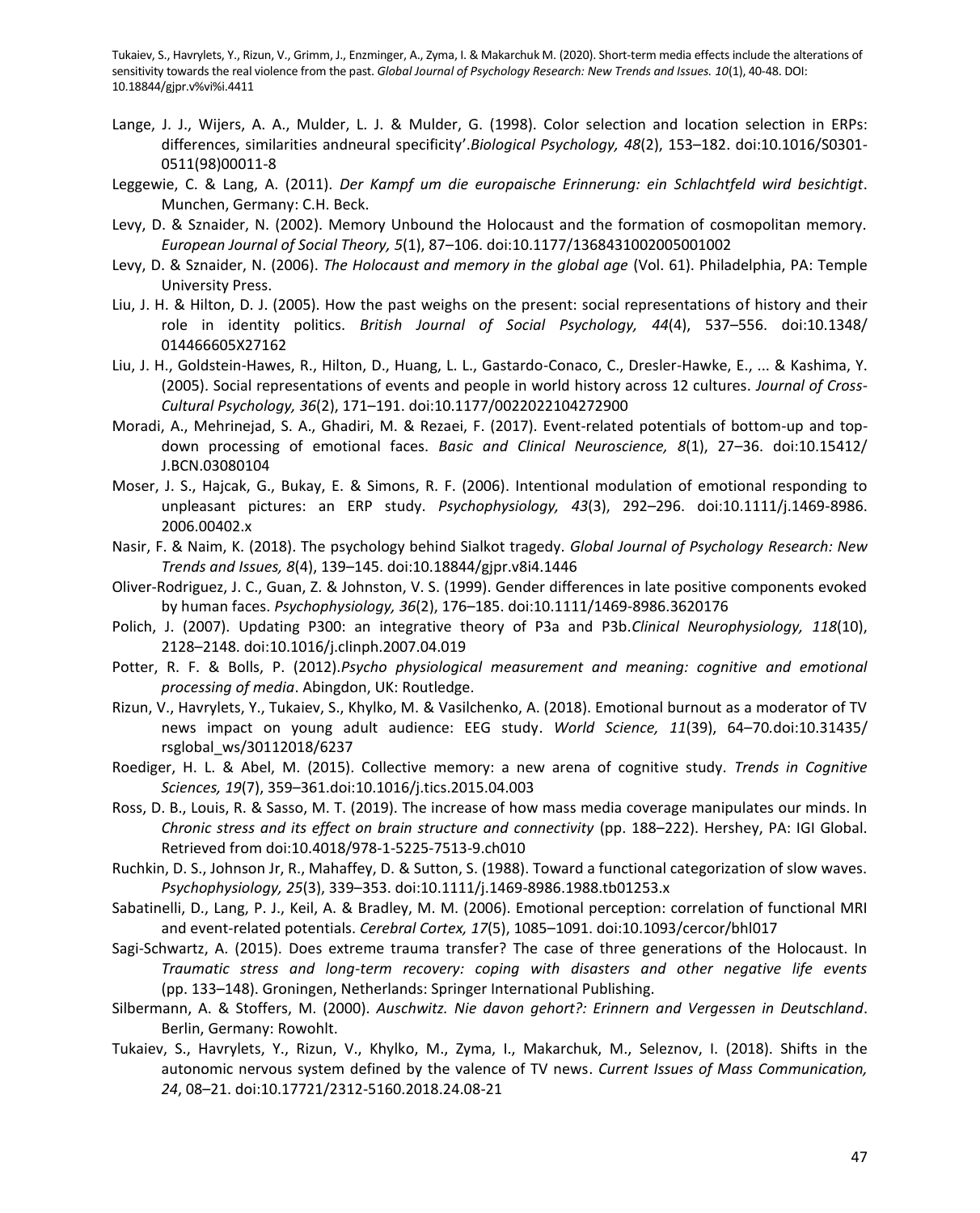Lange, J. J., Wijers, A. A., Mulder, L. J. & Mulder, G. (1998). Color selection and location selection in ERPs: differences, similarities andneural specificity'.*Biological Psychology, 48*(2), 153–182. doi:10.1016/S0301-0511(98)00011-8

Leggewie, C. & Lang, A. (2011). *Der Kampf um die europaische Erinnerung: ein Schlachtfeld wird besichtigt*. Munchen, Germany: C.H. Beck.

Levy, D. & Sznaider, N. (2002). Memory Unbound the Holocaust and the formation of cosmopolitan memory. *European Journal of Social Theory, 5*(1), 87–106. doi:10.1177/1368431002005001002

Levy, D. & Sznaider, N. (2006). *The Holocaust and memory in the global age* (Vol. 61). Philadelphia, PA: Temple University Press.

Liu, J. H. & Hilton, D. J. (2005). How the past weighs on the present: social representations of history and their role in identity politics. *British Journal of Social Psychology, 44*(4), 537–556. doi:10.1348/014466605X27162

Liu, J. H., Goldstein-Hawes, R., Hilton, D., Huang, L. L., Gastardo-Conaco, C., Dresler-Hawke, E., ... & Kashima, Y. (2005). Social representations of events and people in world history across 12 cultures. *Journal of Cross-Cultural Psychology, 36*(2), 171–191. doi:10.1177/0022022104272900

Moradi, A., Mehrinejad, S. A., Ghadiri, M. & Rezaei, F. (2017). Event-related potentials of bottom-up and top-down processing of emotional faces. *Basic and Clinical Neuroscience, 8*(1), 27–36. doi:10.15412/J.BCN.03080104

Moser, J. S., Hajcak, G., Bukay, E. & Simons, R. F. (2006). Intentional modulation of emotional responding to unpleasant pictures: an ERP study. *Psychophysiology, 43*(3), 292–296. doi:10.1111/j.1469-8986.2006.00402.x

Nasir, F. & Naim, K. (2018). The psychology behind Sialkot tragedy. *Global Journal of Psychology Research: New Trends and Issues, 8*(4), 139–145. doi:10.18844/gjpr.v8i4.1446

Oliver-Rodriguez, J. C., Guan, Z. & Johnston, V. S. (1999). Gender differences in late positive components evoked by human faces. *Psychophysiology, 36*(2), 176–185. doi:10.1111/1469-8986.3620176

Polich, J. (2007). Updating P300: an integrative theory of P3a and P3b.*Clinical Neurophysiology, 118*(10), 2128–2148. doi:10.1016/j.clinph.2007.04.019

Potter, R. F. & Bolls, P. (2012).*Psycho physiological measurement and meaning: cognitive and emotional processing of media*. Abingdon, UK: Routledge.

Rizun, V., Havrylets, Y., Tukaiev, S., Khylko, M. & Vasilchenko, A. (2018). Emotional burnout as a moderator of TV news impact on young adult audience: EEG study. *World Science, 11*(39), 64–70.doi:10.31435/rsglobal_ws/30112018/6237

Roediger, H. L. & Abel, M. (2015). Collective memory: a new arena of cognitive study. *Trends in Cognitive Sciences, 19*(7), 359–361.doi:10.1016/j.tics.2015.04.003

Ross, D. B., Louis, R. & Sasso, M. T. (2019). The increase of how mass media coverage manipulates our minds. In *Chronic stress and its effect on brain structure and connectivity* (pp. 188–222). Hershey, PA: IGI Global. Retrieved from doi:10.4018/978-1-5225-7513-9.ch010

Ruchkin, D. S., Johnson Jr, R., Mahaffey, D. & Sutton, S. (1988). Toward a functional categorization of slow waves. *Psychophysiology, 25*(3), 339–353. doi:10.1111/j.1469-8986.1988.tb01253.x

Sabatinelli, D., Lang, P. J., Keil, A. & Bradley, M. M. (2006). Emotional perception: correlation of functional MRI and event-related potentials. *Cerebral Cortex, 17*(5), 1085–1091. doi:10.1093/cercor/bhl017

Sagi-Schwartz, A. (2015). Does extreme trauma transfer? The case of three generations of the Holocaust. In *Traumatic stress and long-term recovery: coping with disasters and other negative life events* (pp. 133–148). Groningen, Netherlands: Springer International Publishing.

Silbermann, A. & Stoffers, M. (2000). *Auschwitz. Nie davon gehort?: Erinnern and Vergessen in Deutschland*. Berlin, Germany: Rowohlt.

Tukaiev, S., Havrylets, Y., Rizun, V., Khylko, M., Zyma, I., Makarchuk, M., Seleznov, I. (2018). Shifts in the autonomic nervous system defined by the valence of TV news. *Current Issues of Mass Communication, 24*, 08–21. doi:10.17721/2312-5160.2018.24.08-21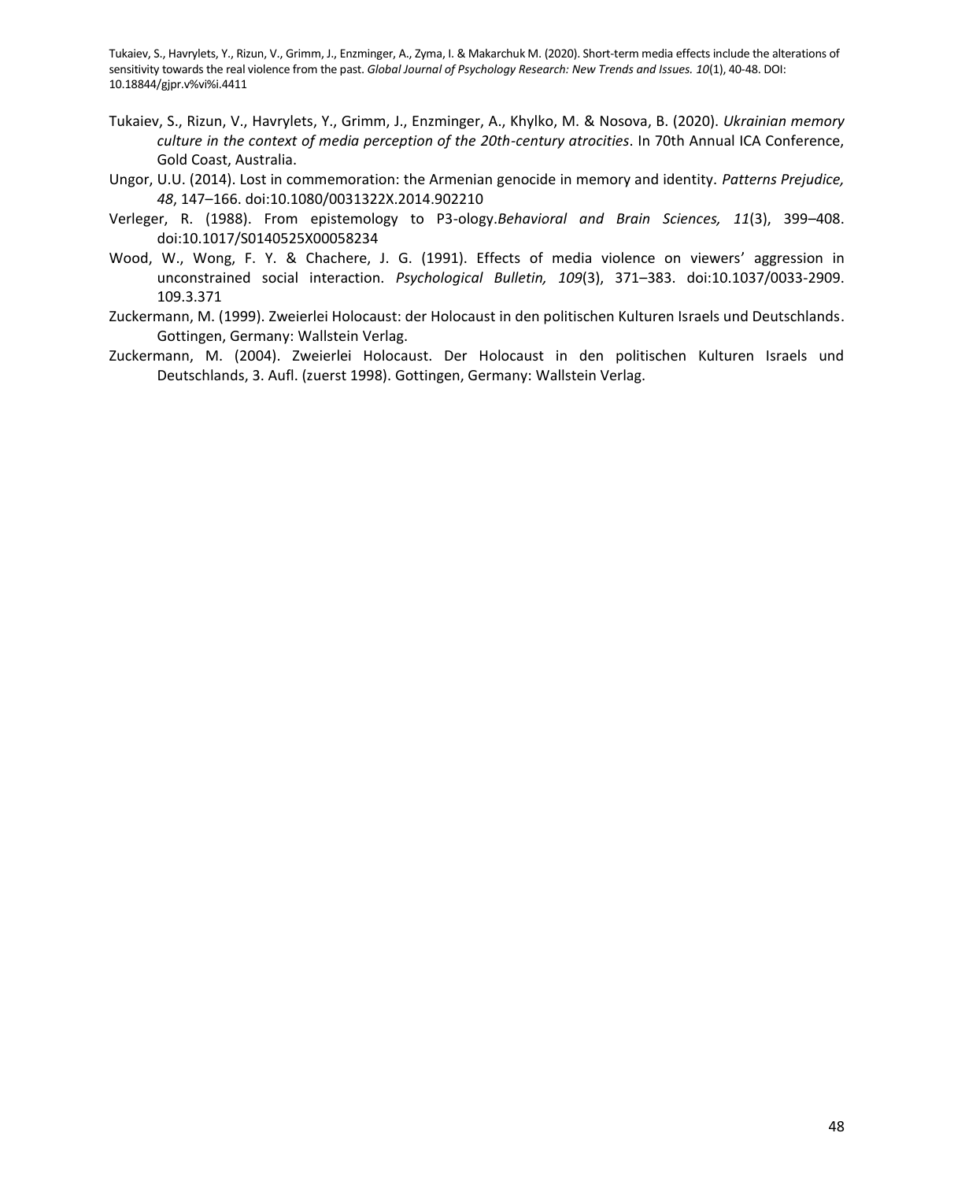Tukaiev, S., Rizun, V., Havrylets, Y., Grimm, J., Enzminger, A., Khylko, M. & Nosova, B. (2020). *Ukrainian memory culture in the context of media perception of the 20th-century atrocities*. In 70th Annual ICA Conference, Gold Coast, Australia.

Ungor, U.U. (2014). Lost in commemoration: the Armenian genocide in memory and identity. *Patterns Prejudice, 48*, 147–166. doi:10.1080/0031322X.2014.902210

Verleger, R. (1988). From epistemology to P3-ology.*Behavioral and Brain Sciences, 11*(3), 399–408. doi:10.1017/S0140525X00058234

Wood, W., Wong, F. Y. & Chachere, J. G. (1991). Effects of media violence on viewers' aggression in unconstrained social interaction. *Psychological Bulletin, 109*(3), 371–383. doi:10.1037/0033-2909.109.3.371

Zuckermann, M. (1999). Zweierlei Holocaust: der Holocaust in den politischen Kulturen Israels und Deutschlands. Gottingen, Germany: Wallstein Verlag.

Zuckermann, M. (2004). Zweierlei Holocaust. Der Holocaust in den politischen Kulturen Israels und Deutschlands, 3. Aufl. (zuerst 1998). Gottingen, Germany: Wallstein Verlag.